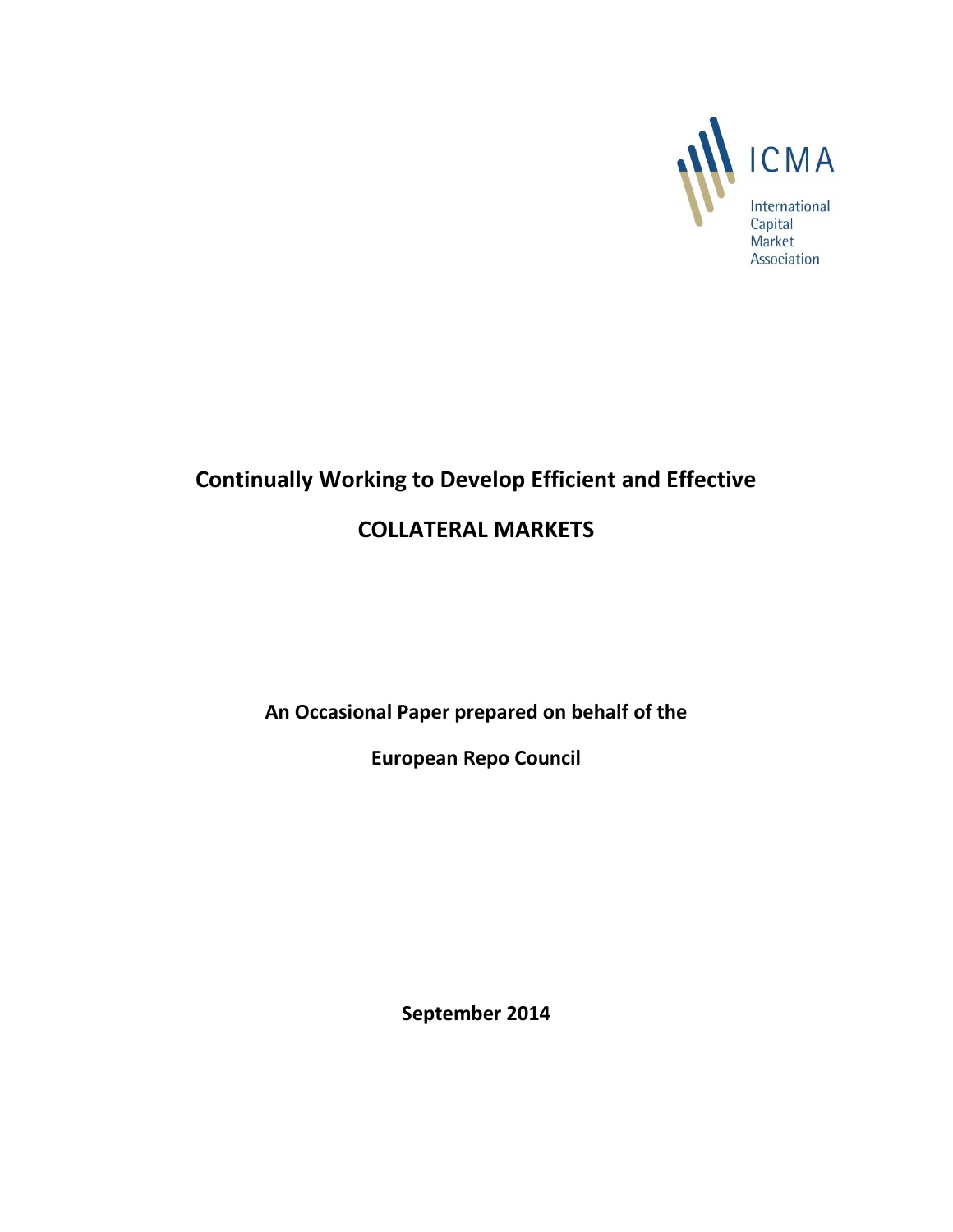ICMA

International Capital Market Association

# Continually Working to Develop Efficient and Effective

# COLLATERAL MARKETS

**An Occasional Paper prepared on behalf of the**

**European Repo Council**

**September 2014**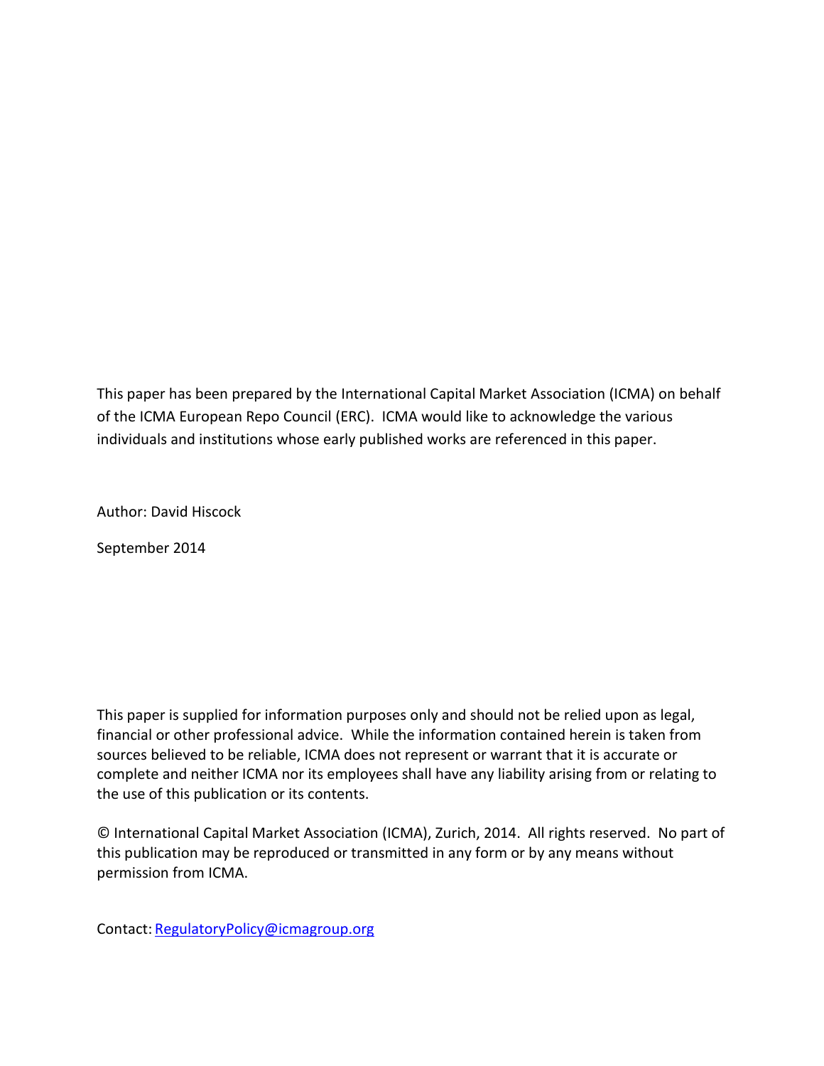This paper has been prepared by the International Capital Market Association (ICMA) on behalf of the ICMA European Repo Council (ERC). ICMA would like to acknowledge the various individuals and institutions whose early published works are referenced in this paper.

Author: David Hiscock

September 2014

This paper is supplied for information purposes only and should not be relied upon as legal, financial or other professional advice. While the information contained herein is taken from sources believed to be reliable, ICMA does not represent or warrant that it is accurate or complete and neither ICMA nor its employees shall have any liability arising from or relating to the use of this publication or its contents.

© International Capital Market Association (ICMA), Zurich, 2014. All rights reserved. No part of this publication may be reproduced or transmitted in any form or by any means without permission from ICMA.

Contact: RegulatoryPolicy@icmagroup.org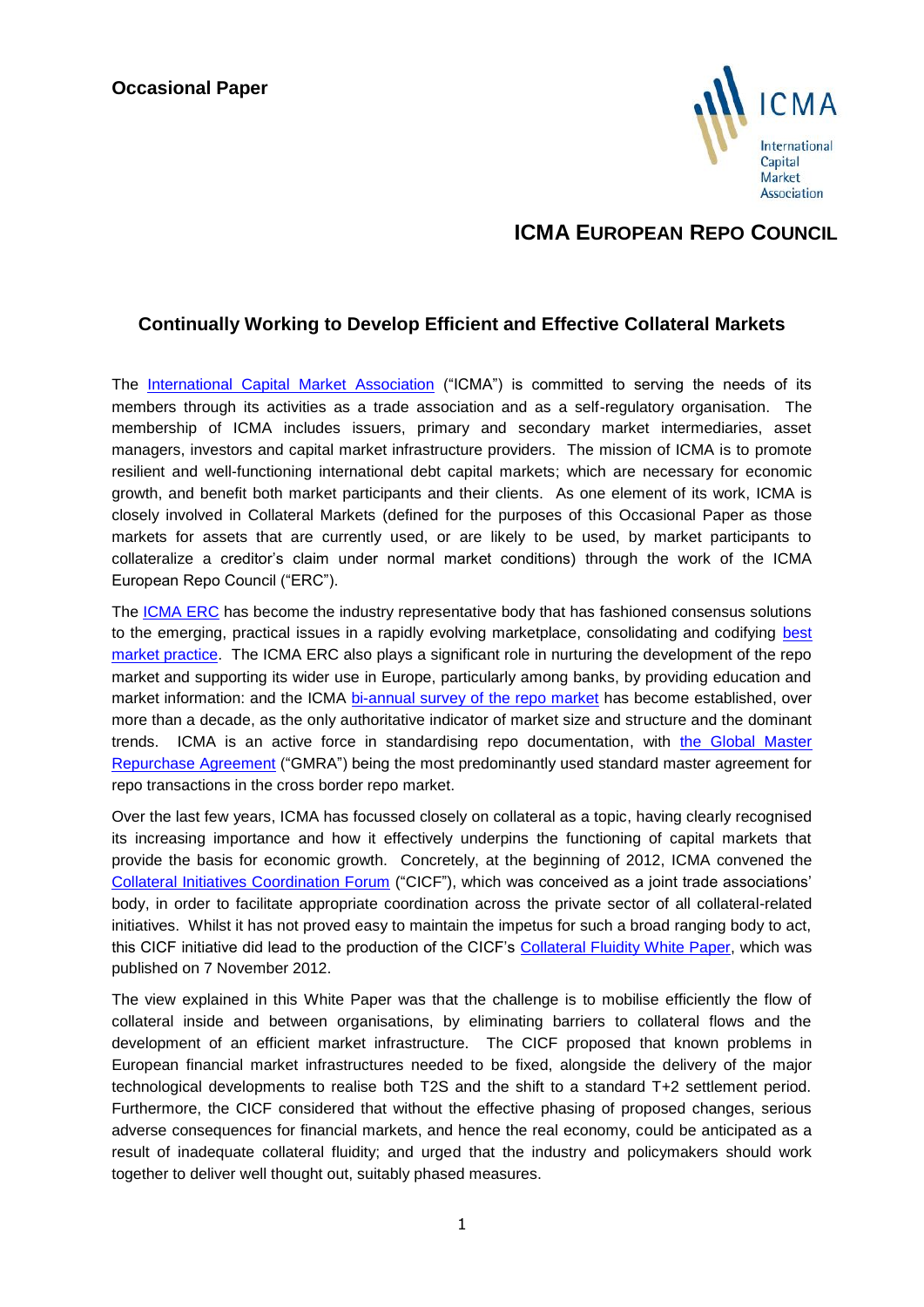**Occasional Paper**

**ICMA EUROPEAN REPO COUNCIL**

## Continually Working to Develop Efficient and Effective Collateral Markets

The International Capital Market Association ("ICMA") is committed to serving the needs of its members through its activities as a trade association and as a self-regulatory organisation. The membership of ICMA includes issuers, primary and secondary market intermediaries, asset managers, investors and capital market infrastructure providers. The mission of ICMA is to promote resilient and well-functioning international debt capital markets; which are necessary for economic growth, and benefit both market participants and their clients. As one element of its work, ICMA is closely involved in Collateral Markets (defined for the purposes of this Occasional Paper as those markets for assets that are currently used, or are likely to be used, by market participants to collateralize a creditor's claim under normal market conditions) through the work of the ICMA European Repo Council ("ERC").

The ICMA ERC has become the industry representative body that has fashioned consensus solutions to the emerging, practical issues in a rapidly evolving marketplace, consolidating and codifying best market practice. The ICMA ERC also plays a significant role in nurturing the development of the repo market and supporting its wider use in Europe, particularly among banks, by providing education and market information: and the ICMA bi-annual survey of the repo market has become established, over more than a decade, as the only authoritative indicator of market size and structure and the dominant trends. ICMA is an active force in standardising repo documentation, with the Global Master Repurchase Agreement ("GMRA") being the most predominantly used standard master agreement for repo transactions in the cross border repo market.

Over the last few years, ICMA has focussed closely on collateral as a topic, having clearly recognised its increasing importance and how it effectively underpins the functioning of capital markets that provide the basis for economic growth. Concretely, at the beginning of 2012, ICMA convened the Collateral Initiatives Coordination Forum ("CICF"), which was conceived as a joint trade associations' body, in order to facilitate appropriate coordination across the private sector of all collateral-related initiatives. Whilst it has not proved easy to maintain the impetus for such a broad ranging body to act, this CICF initiative did lead to the production of the CICF's Collateral Fluidity White Paper, which was published on 7 November 2012.

The view explained in this White Paper was that the challenge is to mobilise efficiently the flow of collateral inside and between organisations, by eliminating barriers to collateral flows and the development of an efficient market infrastructure. The CICF proposed that known problems in European financial market infrastructures needed to be fixed, alongside the delivery of the major technological developments to realise both T2S and the shift to a standard T+2 settlement period. Furthermore, the CICF considered that without the effective phasing of proposed changes, serious adverse consequences for financial markets, and hence the real economy, could be anticipated as a result of inadequate collateral fluidity; and urged that the industry and policymakers should work together to deliver well thought out, suitably phased measures.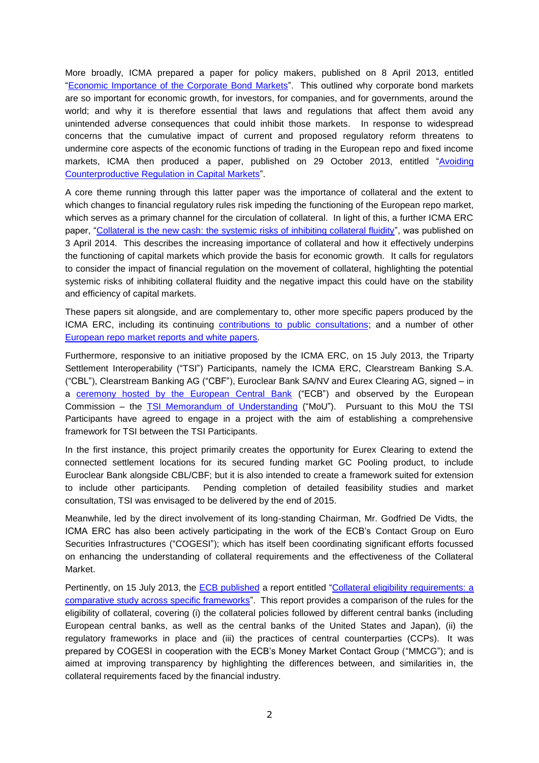More broadly, ICMA prepared a paper for policy makers, published on 8 April 2013, entitled "Economic Importance of the Corporate Bond Markets". This outlined why corporate bond markets are so important for economic growth, for investors, for companies, and for governments, around the world; and why it is therefore essential that laws and regulations that affect them avoid any unintended adverse consequences that could inhibit those markets. In response to widespread concerns that the cumulative impact of current and proposed regulatory reform threatens to undermine core aspects of the economic functions of trading in the European repo and fixed income markets, ICMA then produced a paper, published on 29 October 2013, entitled "Avoiding Counterproductive Regulation in Capital Markets".

A core theme running through this latter paper was the importance of collateral and the extent to which changes to financial regulatory rules risk impeding the functioning of the European repo market, which serves as a primary channel for the circulation of collateral. In light of this, a further ICMA ERC paper, "Collateral is the new cash: the systemic risks of inhibiting collateral fluidity", was published on 3 April 2014. This describes the increasing importance of collateral and how it effectively underpins the functioning of capital markets which provide the basis for economic growth. It calls for regulators to consider the impact of financial regulation on the movement of collateral, highlighting the potential systemic risks of inhibiting collateral fluidity and the negative impact this could have on the stability and efficiency of capital markets.

These papers sit alongside, and are complementary to, other more specific papers produced by the ICMA ERC, including its continuing contributions to public consultations; and a number of other European repo market reports and white papers.

Furthermore, responsive to an initiative proposed by the ICMA ERC, on 15 July 2013, the Triparty Settlement Interoperability ("TSI") Participants, namely the ICMA ERC, Clearstream Banking S.A. ("CBL"), Clearstream Banking AG ("CBF"), Euroclear Bank SA/NV and Eurex Clearing AG, signed – in a ceremony hosted by the European Central Bank ("ECB") and observed by the European Commission – the TSI Memorandum of Understanding ("MoU"). Pursuant to this MoU the TSI Participants have agreed to engage in a project with the aim of establishing a comprehensive framework for TSI between the TSI Participants.

In the first instance, this project primarily creates the opportunity for Eurex Clearing to extend the connected settlement locations for its secured funding market GC Pooling product, to include Euroclear Bank alongside CBL/CBF; but it is also intended to create a framework suited for extension to include other participants. Pending completion of detailed feasibility studies and market consultation, TSI was envisaged to be delivered by the end of 2015.

Meanwhile, led by the direct involvement of its long-standing Chairman, Mr. Godfried De Vidts, the ICMA ERC has also been actively participating in the work of the ECB's Contact Group on Euro Securities Infrastructures ("COGESI"); which has itself been coordinating significant efforts focussed on enhancing the understanding of collateral requirements and the effectiveness of the Collateral Market.

Pertinently, on 15 July 2013, the ECB published a report entitled "Collateral eligibility requirements: a comparative study across specific frameworks". This report provides a comparison of the rules for the eligibility of collateral, covering (i) the collateral policies followed by different central banks (including European central banks, as well as the central banks of the United States and Japan), (ii) the regulatory frameworks in place and (iii) the practices of central counterparties (CCPs). It was prepared by COGESI in cooperation with the ECB's Money Market Contact Group ("MMCG"); and is aimed at improving transparency by highlighting the differences between, and similarities in, the collateral requirements faced by the financial industry.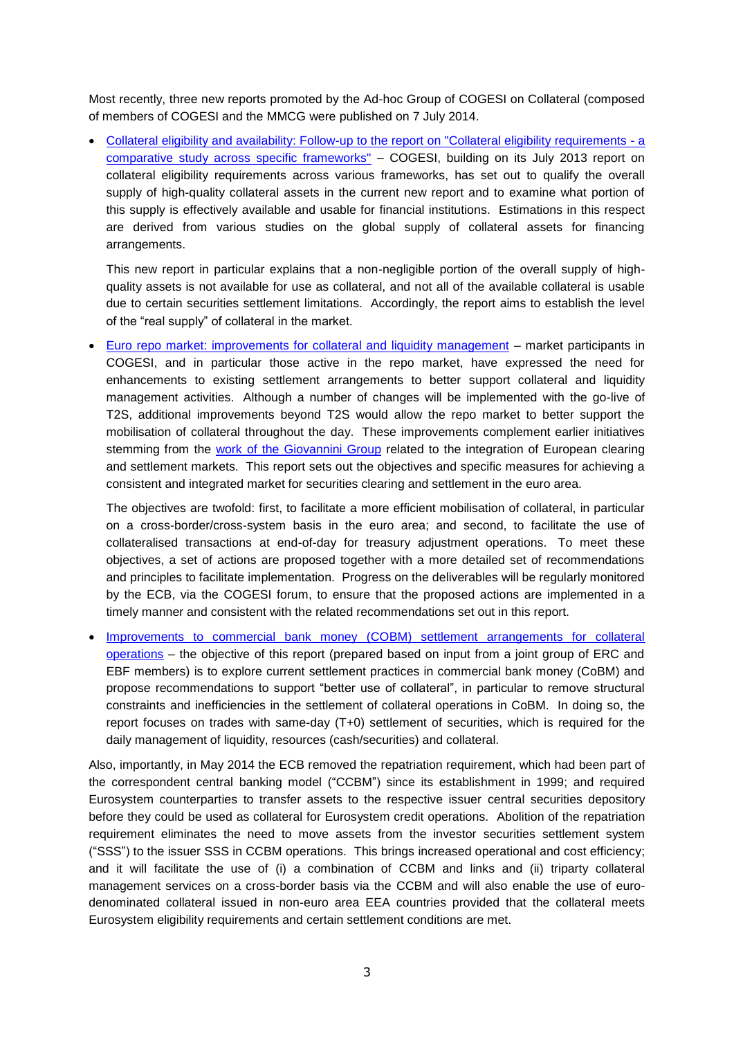Most recently, three new reports promoted by the Ad-hoc Group of COGESI on Collateral (composed of members of COGESI and the MMCG were published on 7 July 2014.

- Collateral eligibility and availability: Follow-up to the report on "Collateral eligibility requirements - a comparative study across specific frameworks" – COGESI, building on its July 2013 report on collateral eligibility requirements across various frameworks, has set out to qualify the overall supply of high-quality collateral assets in the current new report and to examine what portion of this supply is effectively available and usable for financial institutions. Estimations in this respect are derived from various studies on the global supply of collateral assets for financing arrangements.

  This new report in particular explains that a non-negligible portion of the overall supply of high-quality assets is not available for use as collateral, and not all of the available collateral is usable due to certain securities settlement limitations. Accordingly, the report aims to establish the level of the "real supply" of collateral in the market.

- Euro repo market: improvements for collateral and liquidity management – market participants in COGESI, and in particular those active in the repo market, have expressed the need for enhancements to existing settlement arrangements to better support collateral and liquidity management activities. Although a number of changes will be implemented with the go-live of T2S, additional improvements beyond T2S would allow the repo market to better support the mobilisation of collateral throughout the day. These improvements complement earlier initiatives stemming from the work of the Giovannini Group related to the integration of European clearing and settlement markets. This report sets out the objectives and specific measures for achieving a consistent and integrated market for securities clearing and settlement in the euro area.

  The objectives are twofold: first, to facilitate a more efficient mobilisation of collateral, in particular on a cross-border/cross-system basis in the euro area; and second, to facilitate the use of collateralised transactions at end-of-day for treasury adjustment operations. To meet these objectives, a set of actions are proposed together with a more detailed set of recommendations and principles to facilitate implementation. Progress on the deliverables will be regularly monitored by the ECB, via the COGESI forum, to ensure that the proposed actions are implemented in a timely manner and consistent with the related recommendations set out in this report.

- Improvements to commercial bank money (COBM) settlement arrangements for collateral operations – the objective of this report (prepared based on input from a joint group of ERC and EBF members) is to explore current settlement practices in commercial bank money (CoBM) and propose recommendations to support "better use of collateral", in particular to remove structural constraints and inefficiencies in the settlement of collateral operations in CoBM. In doing so, the report focuses on trades with same-day (T+0) settlement of securities, which is required for the daily management of liquidity, resources (cash/securities) and collateral.

Also, importantly, in May 2014 the ECB removed the repatriation requirement, which had been part of the correspondent central banking model ("CCBM") since its establishment in 1999; and required Eurosystem counterparties to transfer assets to the respective issuer central securities depository before they could be used as collateral for Eurosystem credit operations. Abolition of the repatriation requirement eliminates the need to move assets from the investor securities settlement system ("SSS") to the issuer SSS in CCBM operations. This brings increased operational and cost efficiency; and it will facilitate the use of (i) a combination of CCBM and links and (ii) triparty collateral management services on a cross-border basis via the CCBM and will also enable the use of euro-denominated collateral issued in non-euro area EEA countries provided that the collateral meets Eurosystem eligibility requirements and certain settlement conditions are met.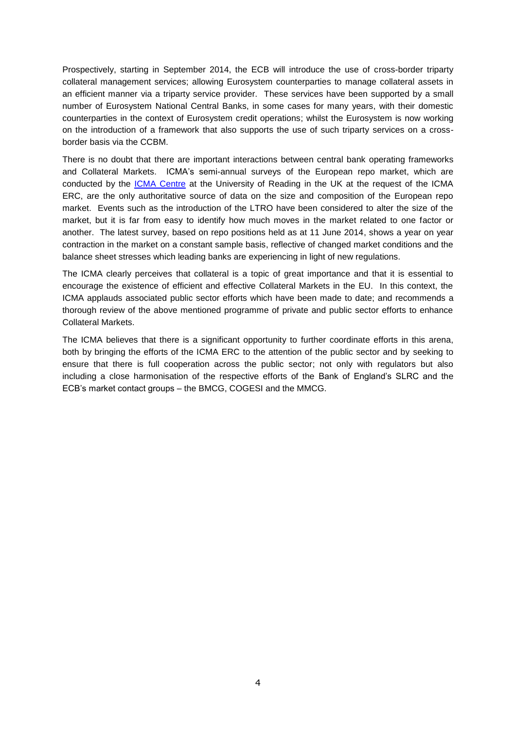Prospectively, starting in September 2014, the ECB will introduce the use of cross-border triparty collateral management services; allowing Eurosystem counterparties to manage collateral assets in an efficient manner via a triparty service provider. These services have been supported by a small number of Eurosystem National Central Banks, in some cases for many years, with their domestic counterparties in the context of Eurosystem credit operations; whilst the Eurosystem is now working on the introduction of a framework that also supports the use of such triparty services on a cross-border basis via the CCBM.

There is no doubt that there are important interactions between central bank operating frameworks and Collateral Markets. ICMA's semi-annual surveys of the European repo market, which are conducted by the ICMA Centre at the University of Reading in the UK at the request of the ICMA ERC, are the only authoritative source of data on the size and composition of the European repo market. Events such as the introduction of the LTRO have been considered to alter the size of the market, but it is far from easy to identify how much moves in the market related to one factor or another. The latest survey, based on repo positions held as at 11 June 2014, shows a year on year contraction in the market on a constant sample basis, reflective of changed market conditions and the balance sheet stresses which leading banks are experiencing in light of new regulations.

The ICMA clearly perceives that collateral is a topic of great importance and that it is essential to encourage the existence of efficient and effective Collateral Markets in the EU. In this context, the ICMA applauds associated public sector efforts which have been made to date; and recommends a thorough review of the above mentioned programme of private and public sector efforts to enhance Collateral Markets.

The ICMA believes that there is a significant opportunity to further coordinate efforts in this arena, both by bringing the efforts of the ICMA ERC to the attention of the public sector and by seeking to ensure that there is full cooperation across the public sector; not only with regulators but also including a close harmonisation of the respective efforts of the Bank of England's SLRC and the ECB's market contact groups – the BMCG, COGESI and the MMCG.